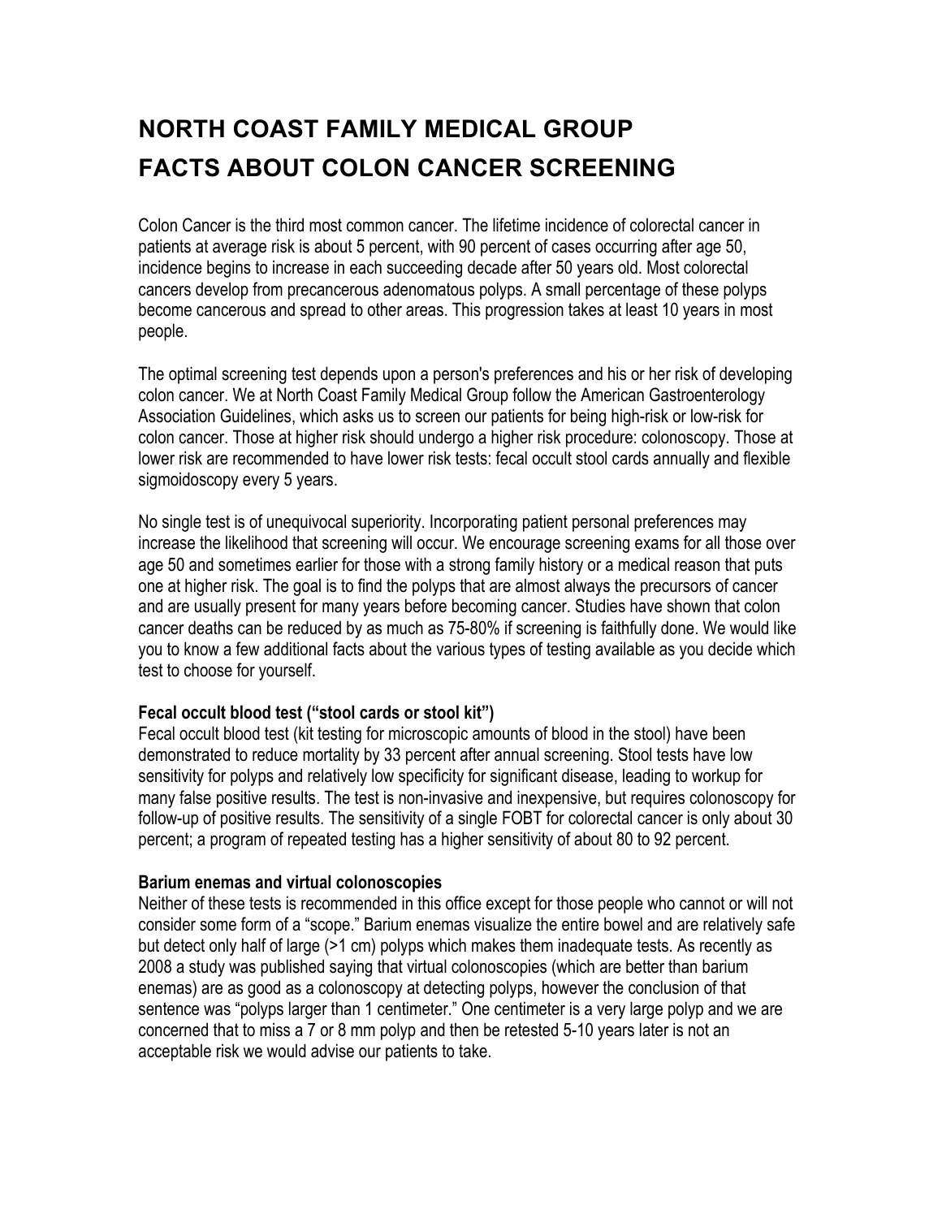# NORTH COAST FAMILY MEDICAL GROUP
# FACTS ABOUT COLON CANCER SCREENING

Colon Cancer is the third most common cancer. The lifetime incidence of colorectal cancer in patients at average risk is about 5 percent, with 90 percent of cases occurring after age 50, incidence begins to increase in each succeeding decade after 50 years old. Most colorectal cancers develop from precancerous adenomatous polyps. A small percentage of these polyps become cancerous and spread to other areas. This progression takes at least 10 years in most people.

The optimal screening test depends upon a person's preferences and his or her risk of developing colon cancer. We at North Coast Family Medical Group follow the American Gastroenterology Association Guidelines, which asks us to screen our patients for being high-risk or low-risk for colon cancer. Those at higher risk should undergo a higher risk procedure: colonoscopy. Those at lower risk are recommended to have lower risk tests: fecal occult stool cards annually and flexible sigmoidoscopy every 5 years.

No single test is of unequivocal superiority. Incorporating patient personal preferences may increase the likelihood that screening will occur. We encourage screening exams for all those over age 50 and sometimes earlier for those with a strong family history or a medical reason that puts one at higher risk. The goal is to find the polyps that are almost always the precursors of cancer and are usually present for many years before becoming cancer. Studies have shown that colon cancer deaths can be reduced by as much as 75-80% if screening is faithfully done. We would like you to know a few additional facts about the various types of testing available as you decide which test to choose for yourself.

**Fecal occult blood test (“stool cards or stool kit”)**

Fecal occult blood test (kit testing for microscopic amounts of blood in the stool) have been demonstrated to reduce mortality by 33 percent after annual screening. Stool tests have low sensitivity for polyps and relatively low specificity for significant disease, leading to workup for many false positive results. The test is non-invasive and inexpensive, but requires colonoscopy for follow-up of positive results. The sensitivity of a single FOBT for colorectal cancer is only about 30 percent; a program of repeated testing has a higher sensitivity of about 80 to 92 percent.

**Barium enemas and virtual colonoscopies**

Neither of these tests is recommended in this office except for those people who cannot or will not consider some form of a “scope.” Barium enemas visualize the entire bowel and are relatively safe but detect only half of large (>1 cm) polyps which makes them inadequate tests. As recently as 2008 a study was published saying that virtual colonoscopies (which are better than barium enemas) are as good as a colonoscopy at detecting polyps, however the conclusion of that sentence was “polyps larger than 1 centimeter.” One centimeter is a very large polyp and we are concerned that to miss a 7 or 8 mm polyp and then be retested 5-10 years later is not an acceptable risk we would advise our patients to take.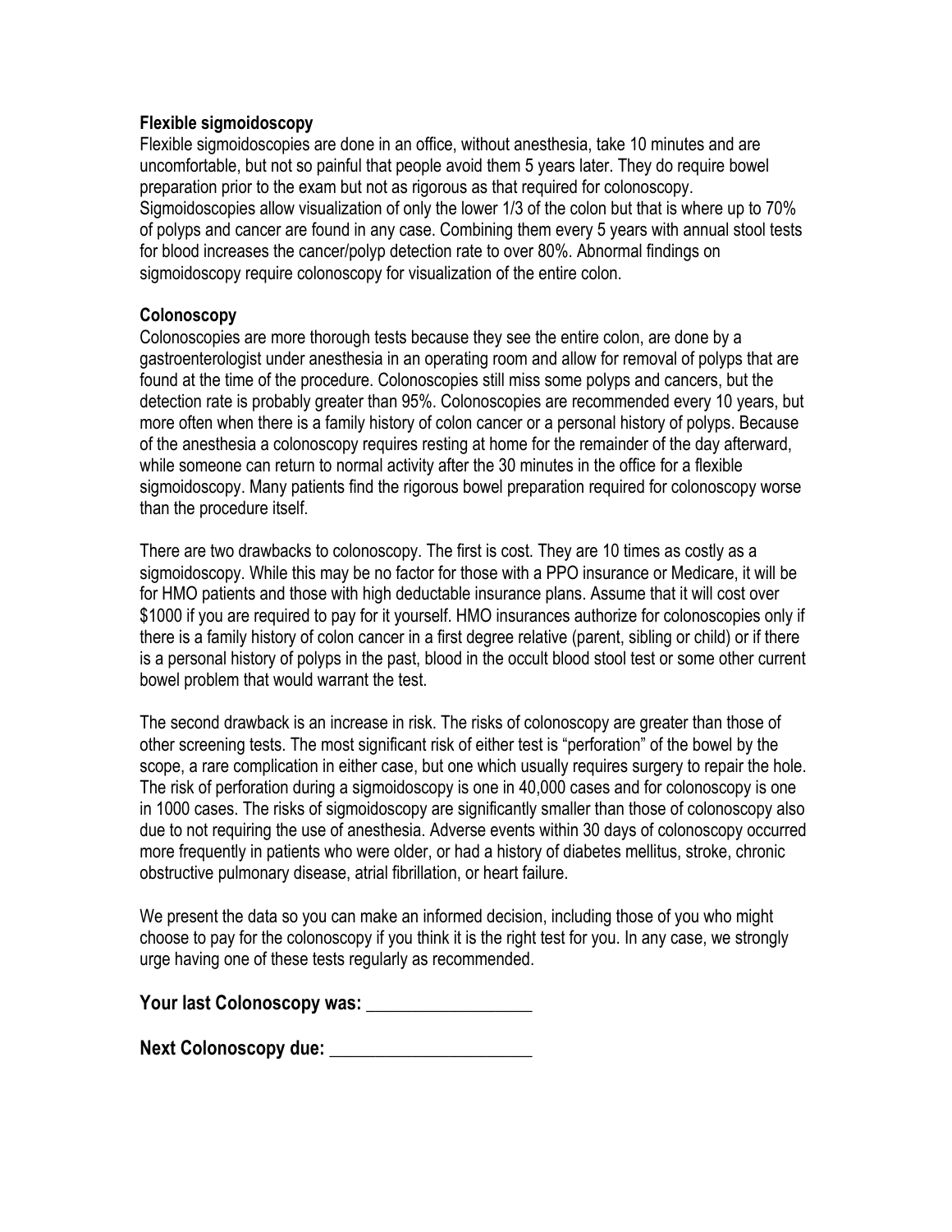**Flexible sigmoidoscopy**

Flexible sigmoidoscopies are done in an office, without anesthesia, take 10 minutes and are uncomfortable, but not so painful that people avoid them 5 years later. They do require bowel preparation prior to the exam but not as rigorous as that required for colonoscopy. Sigmoidoscopies allow visualization of only the lower 1/3 of the colon but that is where up to 70% of polyps and cancer are found in any case. Combining them every 5 years with annual stool tests for blood increases the cancer/polyp detection rate to over 80%. Abnormal findings on sigmoidoscopy require colonoscopy for visualization of the entire colon.

**Colonoscopy**

Colonoscopies are more thorough tests because they see the entire colon, are done by a gastroenterologist under anesthesia in an operating room and allow for removal of polyps that are found at the time of the procedure. Colonoscopies still miss some polyps and cancers, but the detection rate is probably greater than 95%. Colonoscopies are recommended every 10 years, but more often when there is a family history of colon cancer or a personal history of polyps. Because of the anesthesia a colonoscopy requires resting at home for the remainder of the day afterward, while someone can return to normal activity after the 30 minutes in the office for a flexible sigmoidoscopy. Many patients find the rigorous bowel preparation required for colonoscopy worse than the procedure itself.

There are two drawbacks to colonoscopy. The first is cost. They are 10 times as costly as a sigmoidoscopy. While this may be no factor for those with a PPO insurance or Medicare, it will be for HMO patients and those with high deductable insurance plans. Assume that it will cost over $1000 if you are required to pay for it yourself. HMO insurances authorize for colonoscopies only if there is a family history of colon cancer in a first degree relative (parent, sibling or child) or if there is a personal history of polyps in the past, blood in the occult blood stool test or some other current bowel problem that would warrant the test.

The second drawback is an increase in risk. The risks of colonoscopy are greater than those of other screening tests. The most significant risk of either test is "perforation" of the bowel by the scope, a rare complication in either case, but one which usually requires surgery to repair the hole. The risk of perforation during a sigmoidoscopy is one in 40,000 cases and for colonoscopy is one in 1000 cases. The risks of sigmoidoscopy are significantly smaller than those of colonoscopy also due to not requiring the use of anesthesia. Adverse events within 30 days of colonoscopy occurred more frequently in patients who were older, or had a history of diabetes mellitus, stroke, chronic obstructive pulmonary disease, atrial fibrillation, or heart failure.

We present the data so you can make an informed decision, including those of you who might choose to pay for the colonoscopy if you think it is the right test for you. In any case, we strongly urge having one of these tests regularly as recommended.

**Your last Colonoscopy was: ________________**

**Next Colonoscopy due: ____________________**